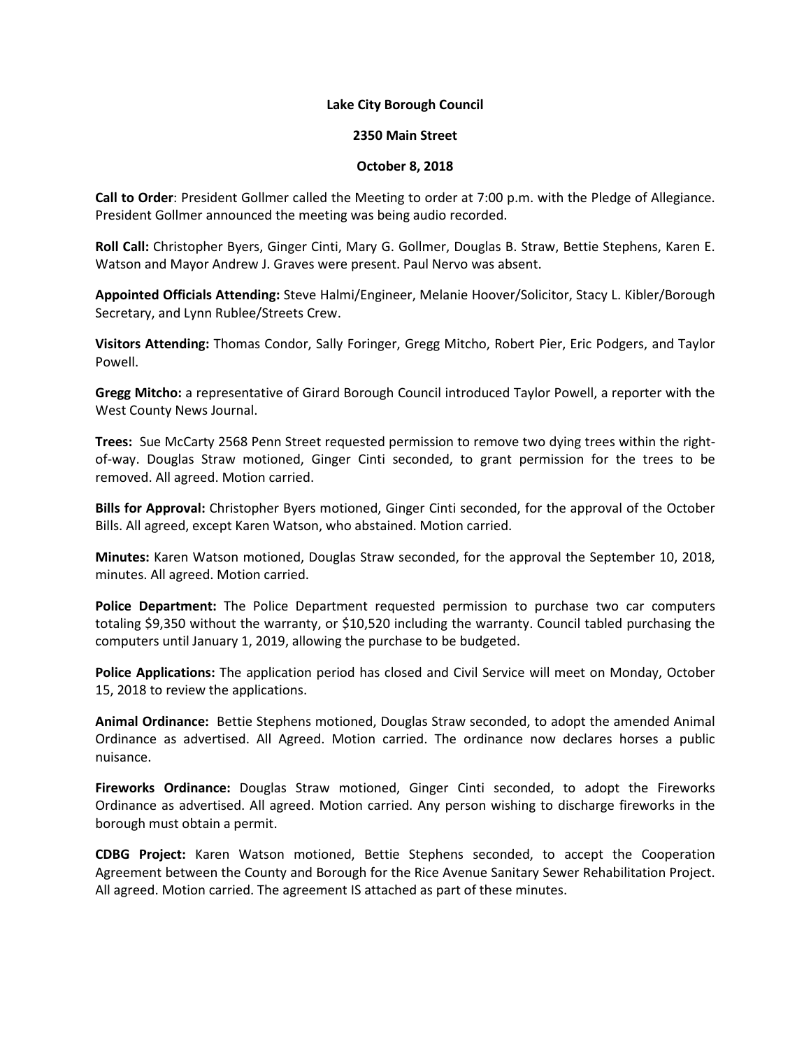**Lake City Borough Council**

**2350 Main Street**

**October 8, 2018**

**Call to Order**: President Gollmer called the Meeting to order at 7:00 p.m. with the Pledge of Allegiance. President Gollmer announced the meeting was being audio recorded.

**Roll Call:** Christopher Byers, Ginger Cinti, Mary G. Gollmer, Douglas B. Straw, Bettie Stephens, Karen E. Watson and Mayor Andrew J. Graves were present. Paul Nervo was absent.

**Appointed Officials Attending:** Steve Halmi/Engineer, Melanie Hoover/Solicitor, Stacy L. Kibler/Borough Secretary, and Lynn Rublee/Streets Crew.

**Visitors Attending:** Thomas Condor, Sally Foringer, Gregg Mitcho, Robert Pier, Eric Podgers, and Taylor Powell.

**Gregg Mitcho:** a representative of Girard Borough Council introduced Taylor Powell, a reporter with the West County News Journal.

**Trees:** Sue McCarty 2568 Penn Street requested permission to remove two dying trees within the right-of-way. Douglas Straw motioned, Ginger Cinti seconded, to grant permission for the trees to be removed. All agreed. Motion carried.

**Bills for Approval:** Christopher Byers motioned, Ginger Cinti seconded, for the approval of the October Bills. All agreed, except Karen Watson, who abstained. Motion carried.

**Minutes:** Karen Watson motioned, Douglas Straw seconded, for the approval the September 10, 2018, minutes. All agreed. Motion carried.

**Police Department:** The Police Department requested permission to purchase two car computers totaling $9,350 without the warranty, or $10,520 including the warranty. Council tabled purchasing the computers until January 1, 2019, allowing the purchase to be budgeted.

**Police Applications:** The application period has closed and Civil Service will meet on Monday, October 15, 2018 to review the applications.

**Animal Ordinance:** Bettie Stephens motioned, Douglas Straw seconded, to adopt the amended Animal Ordinance as advertised. All Agreed. Motion carried. The ordinance now declares horses a public nuisance.

**Fireworks Ordinance:** Douglas Straw motioned, Ginger Cinti seconded, to adopt the Fireworks Ordinance as advertised. All agreed. Motion carried. Any person wishing to discharge fireworks in the borough must obtain a permit.

**CDBG Project:** Karen Watson motioned, Bettie Stephens seconded, to accept the Cooperation Agreement between the County and Borough for the Rice Avenue Sanitary Sewer Rehabilitation Project. All agreed. Motion carried. The agreement IS attached as part of these minutes.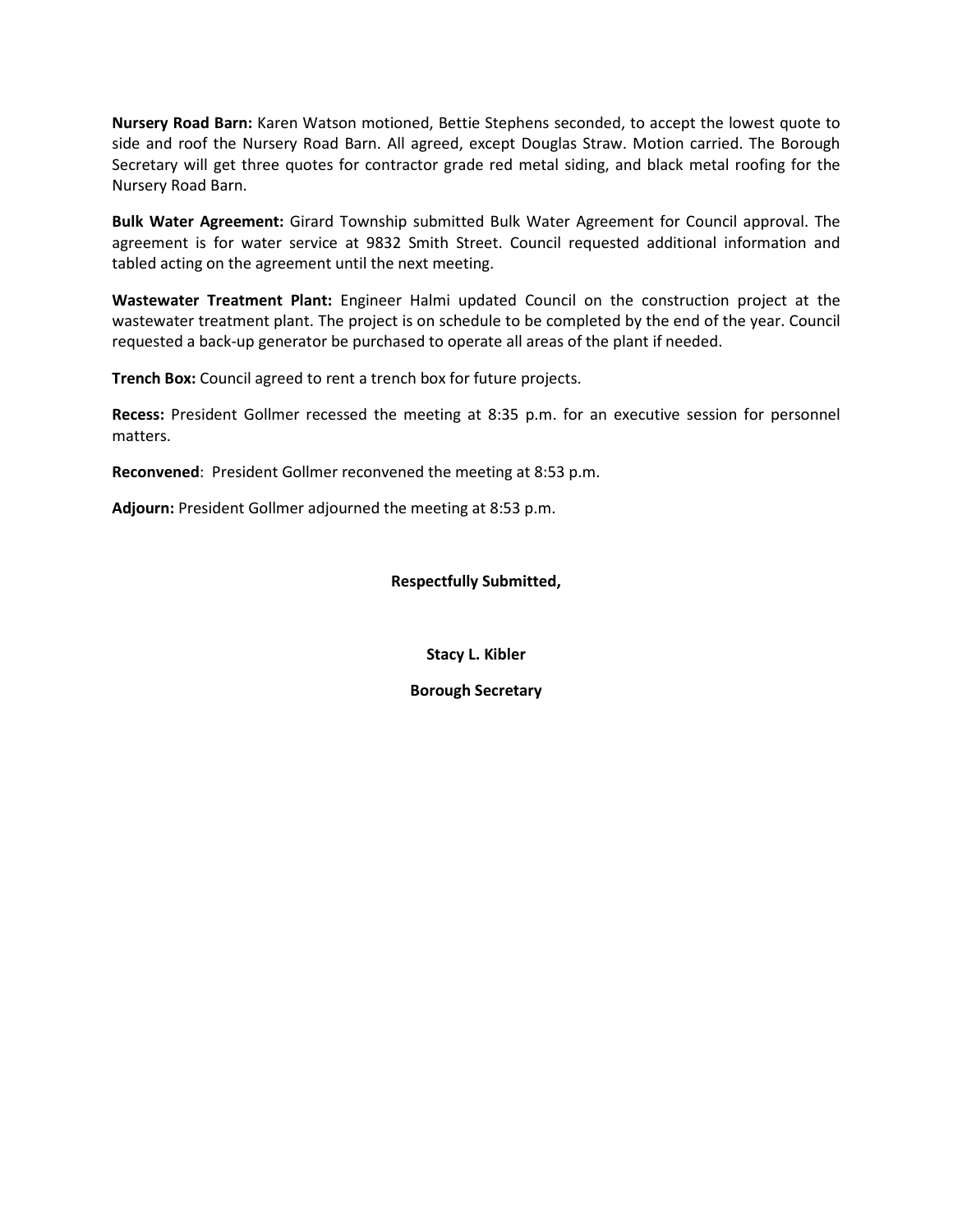**Nursery Road Barn:** Karen Watson motioned, Bettie Stephens seconded, to accept the lowest quote to side and roof the Nursery Road Barn. All agreed, except Douglas Straw. Motion carried. The Borough Secretary will get three quotes for contractor grade red metal siding, and black metal roofing for the Nursery Road Barn.

**Bulk Water Agreement:** Girard Township submitted Bulk Water Agreement for Council approval. The agreement is for water service at 9832 Smith Street. Council requested additional information and tabled acting on the agreement until the next meeting.

**Wastewater Treatment Plant:** Engineer Halmi updated Council on the construction project at the wastewater treatment plant. The project is on schedule to be completed by the end of the year. Council requested a back-up generator be purchased to operate all areas of the plant if needed.

**Trench Box:** Council agreed to rent a trench box for future projects.

**Recess:** President Gollmer recessed the meeting at 8:35 p.m. for an executive session for personnel matters.

**Reconvened**: President Gollmer reconvened the meeting at 8:53 p.m.

**Adjourn:** President Gollmer adjourned the meeting at 8:53 p.m.

**Respectfully Submitted,**

**Stacy L. Kibler**

**Borough Secretary**